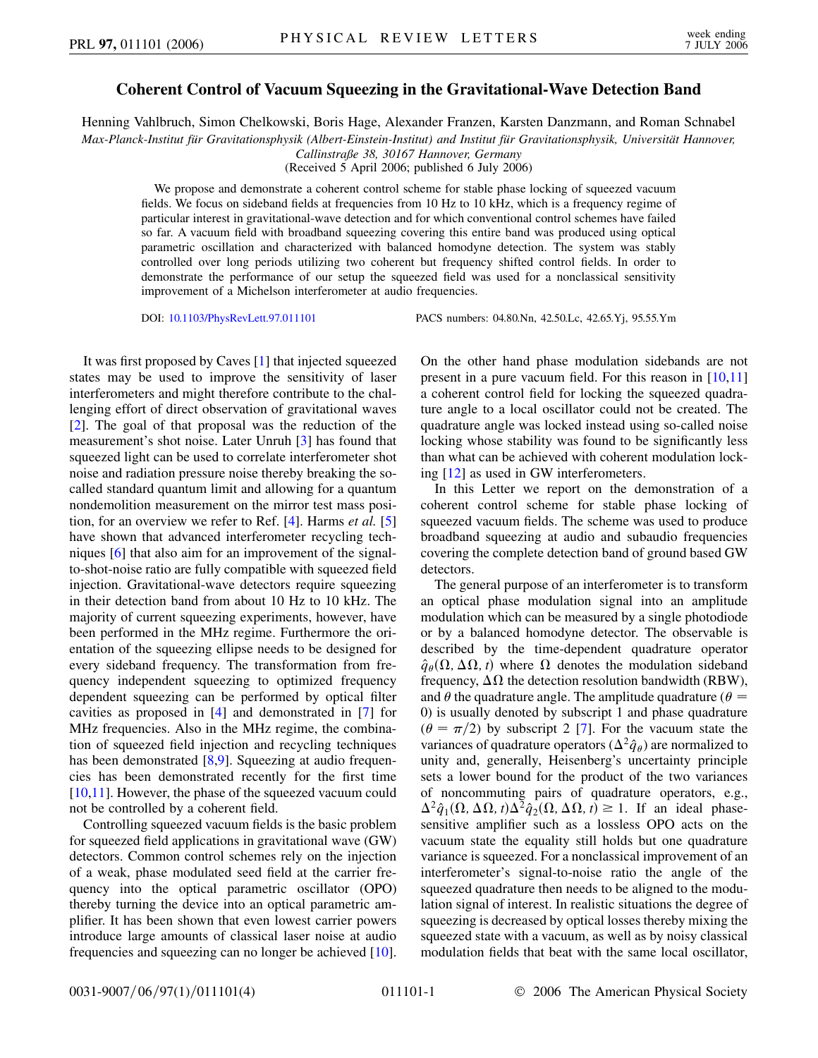# Coherent Control of Vacuum Squeezing in the Gravitational-Wave Detection Band

Henning Vahlbruch, Simon Chelkowski, Boris Hage, Alexander Franzen, Karsten Danzmann, and Roman Schnabel

*Max-Planck-Institut für Gravitationsphysik (Albert-Einstein-Institut) and Institut für Gravitationsphysik, Universität Hannover, Callinstraße 38, 30167 Hannover, Germany*

(Received 5 April 2006; published 6 July 2006)

We propose and demonstrate a coherent control scheme for stable phase locking of squeezed vacuum fields. We focus on sideband fields at frequencies from 10 Hz to 10 kHz, which is a frequency regime of particular interest in gravitational-wave detection and for which conventional control schemes have failed so far. A vacuum field with broadband squeezing covering this entire band was produced using optical parametric oscillation and characterized with balanced homodyne detection. The system was stably controlled over long periods utilizing two coherent but frequency shifted control fields. In order to demonstrate the performance of our setup the squeezed field was used for a nonclassical sensitivity improvement of a Michelson interferometer at audio frequencies.

DOI: 10.1103/PhysRevLett.97.011101 PACS numbers: 04.80.Nn, 42.50.Lc, 42.65.Yj, 95.55.Ym

It was first proposed by Caves [1] that injected squeezed states may be used to improve the sensitivity of laser interferometers and might therefore contribute to the challenging effort of direct observation of gravitational waves [2]. The goal of that proposal was the reduction of the measurement's shot noise. Later Unruh [3] has found that squeezed light can be used to correlate interferometer shot noise and radiation pressure noise thereby breaking the so-called standard quantum limit and allowing for a quantum nondemolition measurement on the mirror test mass position, for an overview we refer to Ref. [4]. Harms *et al.* [5] have shown that advanced interferometer recycling techniques [6] that also aim for an improvement of the signal-to-shot-noise ratio are fully compatible with squeezed field injection. Gravitational-wave detectors require squeezing in their detection band from about 10 Hz to 10 kHz. The majority of current squeezing experiments, however, have been performed in the MHz regime. Furthermore the orientation of the squeezing ellipse needs to be designed for every sideband frequency. The transformation from frequency independent squeezing to optimized frequency dependent squeezing can be performed by optical filter cavities as proposed in [4] and demonstrated in [7] for MHz frequencies. Also in the MHz regime, the combination of squeezed field injection and recycling techniques has been demonstrated [8,9]. Squeezing at audio frequencies has been demonstrated recently for the first time [10,11]. However, the phase of the squeezed vacuum could not be controlled by a coherent field.

Controlling squeezed vacuum fields is the basic problem for squeezed field applications in gravitational wave (GW) detectors. Common control schemes rely on the injection of a weak, phase modulated seed field at the carrier frequency into the optical parametric oscillator (OPO) thereby turning the device into an optical parametric amplifier. It has been shown that even lowest carrier powers introduce large amounts of classical laser noise at audio frequencies and squeezing can no longer be achieved [10]. On the other hand phase modulation sidebands are not present in a pure vacuum field. For this reason in [10,11] a coherent control field for locking the squeezed quadrature angle to a local oscillator could not be created. The quadrature angle was locked instead using so-called noise locking whose stability was found to be significantly less than what can be achieved with coherent modulation locking [12] as used in GW interferometers.

In this Letter we report on the demonstration of a coherent control scheme for stable phase locking of squeezed vacuum fields. The scheme was used to produce broadband squeezing at audio and subaudio frequencies covering the complete detection band of ground based GW detectors.

The general purpose of an interferometer is to transform an optical phase modulation signal into an amplitude modulation which can be measured by a single photodiode or by a balanced homodyne detector. The observable is described by the time-dependent quadrature operator $\hat{q}_\theta(\Omega, \Delta\Omega, t)$ where $\Omega$ denotes the modulation sideband frequency, $\Delta\Omega$ the detection resolution bandwidth (RBW), and $\theta$ the quadrature angle. The amplitude quadrature ($\theta = 0$) is usually denoted by subscript 1 and phase quadrature ($\theta = \pi/2$) by subscript 2 [7]. For the vacuum state the variances of quadrature operators ($\Delta^2\hat{q}_\theta$) are normalized to unity and, generally, Heisenberg's uncertainty principle sets a lower bound for the product of the two variances of noncommuting pairs of quadrature operators, e.g., $\Delta^2\hat{q}_1(\Omega, \Delta\Omega, t)\Delta^2\hat{q}_2(\Omega, \Delta\Omega, t) \geq 1$. If an ideal phase-sensitive amplifier such as a lossless OPO acts on the vacuum state the equality still holds but one quadrature variance is squeezed. For a nonclassical improvement of an interferometer's signal-to-noise ratio the angle of the squeezed quadrature then needs to be aligned to the modulation signal of interest. In realistic situations the degree of squeezing is decreased by optical losses thereby mixing the squeezed state with a vacuum, as well as by noisy classical modulation fields that beat with the same local oscillator,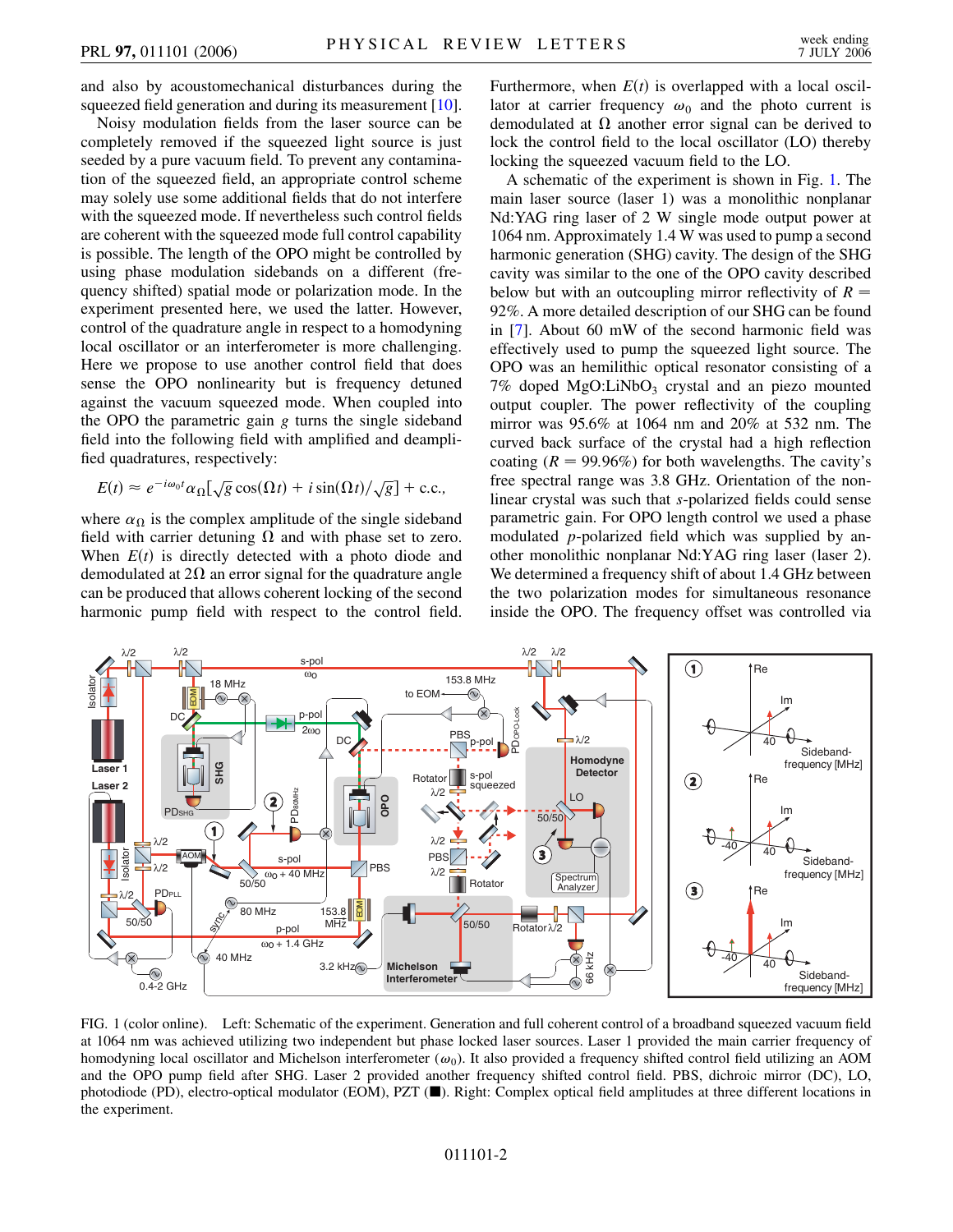and also by acoustomechanical disturbances during the squeezed field generation and during its measurement [10].

Noisy modulation fields from the laser source can be completely removed if the squeezed light source is just seeded by a pure vacuum field. To prevent any contamination of the squeezed field, an appropriate control scheme may solely use some additional fields that do not interfere with the squeezed mode. If nevertheless such control fields are coherent with the squeezed mode full control capability is possible. The length of the OPO might be controlled by using phase modulation sidebands on a different (frequency shifted) spatial mode or polarization mode. In the experiment presented here, we used the latter. However, control of the quadrature angle in respect to a homodyning local oscillator or an interferometer is more challenging. Here we propose to use another control field that does sense the OPO nonlinearity but is frequency detuned against the vacuum squeezed mode. When coupled into the OPO the parametric gain $g$ turns the single sideband field into the following field with amplified and deamplified quadratures, respectively:

$$E(t) \approx e^{-i\omega_0 t}\alpha_\Omega[\sqrt{g}\cos(\Omega t) + i\sin(\Omega t)/\sqrt{g}] + \text{c.c.},$$

where $\alpha_\Omega$ is the complex amplitude of the single sideband field with carrier detuning $\Omega$ and with phase set to zero. When $E(t)$ is directly detected with a photo diode and demodulated at $2\Omega$ an error signal for the quadrature angle can be produced that allows coherent locking of the second harmonic pump field with respect to the control field. Furthermore, when $E(t)$ is overlapped with a local oscillator at carrier frequency $\omega_0$ and the photo current is demodulated at $\Omega$ another error signal can be derived to lock the control field to the local oscillator (LO) thereby locking the squeezed vacuum field to the LO.

A schematic of the experiment is shown in Fig. 1. The main laser source (laser 1) was a monolithic nonplanar Nd:YAG ring laser of 2 W single mode output power at 1064 nm. Approximately 1.4 W was used to pump a second harmonic generation (SHG) cavity. The design of the SHG cavity was similar to the one of the OPO cavity described below but with an outcoupling mirror reflectivity of $R = 92\%$. A more detailed description of our SHG can be found in [7]. About 60 mW of the second harmonic field was effectively used to pump the squeezed light source. The OPO was an hemilithic optical resonator consisting of a 7% doped MgO:$LiNbO_3$ crystal and an piezo mounted output coupler. The power reflectivity of the coupling mirror was 95.6% at 1064 nm and 20% at 532 nm. The curved back surface of the crystal had a high reflection coating ($R = 99.96\%$) for both wavelengths. The cavity's free spectral range was 3.8 GHz. Orientation of the nonlinear crystal was such that $s$-polarized fields could sense parametric gain. For OPO length control we used a phase modulated $p$-polarized field which was supplied by another monolithic nonplanar Nd:YAG ring laser (laser 2). We determined a frequency shift of about 1.4 GHz between the two polarization modes for simultaneous resonance inside the OPO. The frequency offset was controlled via

FIG. 1 (color online). Left: Schematic of the experiment. Generation and full coherent control of a broadband squeezed vacuum field at 1064 nm was achieved utilizing two independent but phase locked laser sources. Laser 1 provided the main carrier frequency of homodyning local oscillator and Michelson interferometer ($\omega_0$). It also provided a frequency shifted control field utilizing an AOM and the OPO pump field after SHG. Laser 2 provided another frequency shifted control field. PBS, dichroic mirror (DC), LO, photodiode (PD), electro-optical modulator (EOM), PZT (■). Right: Complex optical field amplitudes at three different locations in the experiment.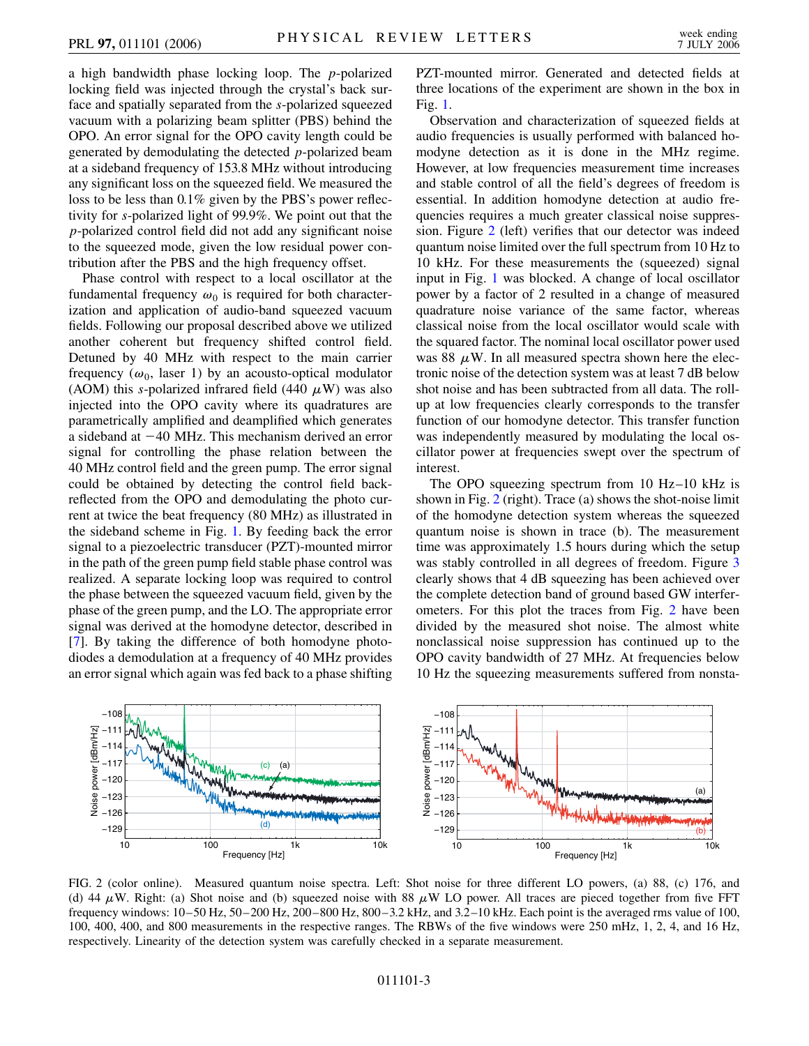a high bandwidth phase locking loop. The $p$-polarized locking field was injected through the crystal's back surface and spatially separated from the $s$-polarized squeezed vacuum with a polarizing beam splitter (PBS) behind the OPO. An error signal for the OPO cavity length could be generated by demodulating the detected $p$-polarized beam at a sideband frequency of 153.8 MHz without introducing any significant loss on the squeezed field. We measured the loss to be less than 0.1% given by the PBS's power reflectivity for $s$-polarized light of 99.9%. We point out that the $p$-polarized control field did not add any significant noise to the squeezed mode, given the low residual power contribution after the PBS and the high frequency offset.

Phase control with respect to a local oscillator at the fundamental frequency $\omega_0$ is required for both characterization and application of audio-band squeezed vacuum fields. Following our proposal described above we utilized another coherent but frequency shifted control field. Detuned by 40 MHz with respect to the main carrier frequency ($\omega_0$, laser 1) by an acousto-optical modulator (AOM) this $s$-polarized infrared field (440 $\mu$W) was also injected into the OPO cavity where its quadratures are parametrically amplified and deamplified which generates a sideband at $-40$ MHz. This mechanism derived an error signal for controlling the phase relation between the 40 MHz control field and the green pump. The error signal could be obtained by detecting the control field back-reflected from the OPO and demodulating the photo current at twice the beat frequency (80 MHz) as illustrated in the sideband scheme in Fig. 1. By feeding back the error signal to a piezoelectric transducer (PZT)-mounted mirror in the path of the green pump field stable phase control was realized. A separate locking loop was required to control the phase between the squeezed vacuum field, given by the phase of the green pump, and the LO. The appropriate error signal was derived at the homodyne detector, described in [7]. By taking the difference of both homodyne photodiodes a demodulation at a frequency of 40 MHz provides an error signal which again was fed back to a phase shifting PZT-mounted mirror. Generated and detected fields at three locations of the experiment are shown in the box in Fig. 1.

Observation and characterization of squeezed fields at audio frequencies is usually performed with balanced homodyne detection as it is done in the MHz regime. However, at low frequencies measurement time increases and stable control of all the field's degrees of freedom is essential. In addition homodyne detection at audio frequencies requires a much greater classical noise suppression. Figure 2 (left) verifies that our detector was indeed quantum noise limited over the full spectrum from 10 Hz to 10 kHz. For these measurements the (squeezed) signal input in Fig. 1 was blocked. A change of local oscillator power by a factor of 2 resulted in a change of measured quadrature noise variance of the same factor, whereas classical noise from the local oscillator would scale with the squared factor. The nominal local oscillator power used was 88 $\mu$W. In all measured spectra shown here the electronic noise of the detection system was at least 7 dB below shot noise and has been subtracted from all data. The roll-up at low frequencies clearly corresponds to the transfer function of our homodyne detector. This transfer function was independently measured by modulating the local oscillator power at frequencies swept over the spectrum of interest.

The OPO squeezing spectrum from 10 Hz–10 kHz is shown in Fig. 2 (right). Trace (a) shows the shot-noise limit of the homodyne detection system whereas the squeezed quantum noise is shown in trace (b). The measurement time was approximately 1.5 hours during which the setup was stably controlled in all degrees of freedom. Figure 3 clearly shows that 4 dB squeezing has been achieved over the complete detection band of ground based GW interferometers. For this plot the traces from Fig. 2 have been divided by the measured shot noise. The almost white nonclassical noise suppression has continued up to the OPO cavity bandwidth of 27 MHz. At frequencies below 10 Hz the squeezing measurements suffered from nonsta-

FIG. 2 (color online). Measured quantum noise spectra. Left: Shot noise for three different LO powers, (a) 88, (c) 176, and (d) 44 $\mu$W. Right: (a) Shot noise and (b) squeezed noise with 88 $\mu$W LO power. All traces are pieced together from five FFT frequency windows: 10–50 Hz, 50–200 Hz, 200–800 Hz, 800–3.2 kHz, and 3.2–10 kHz. Each point is the averaged rms value of 100, 100, 400, 400, and 800 measurements in the respective ranges. The RBWs of the five windows were 250 mHz, 1, 2, 4, and 16 Hz, respectively. Linearity of the detection system was carefully checked in a separate measurement.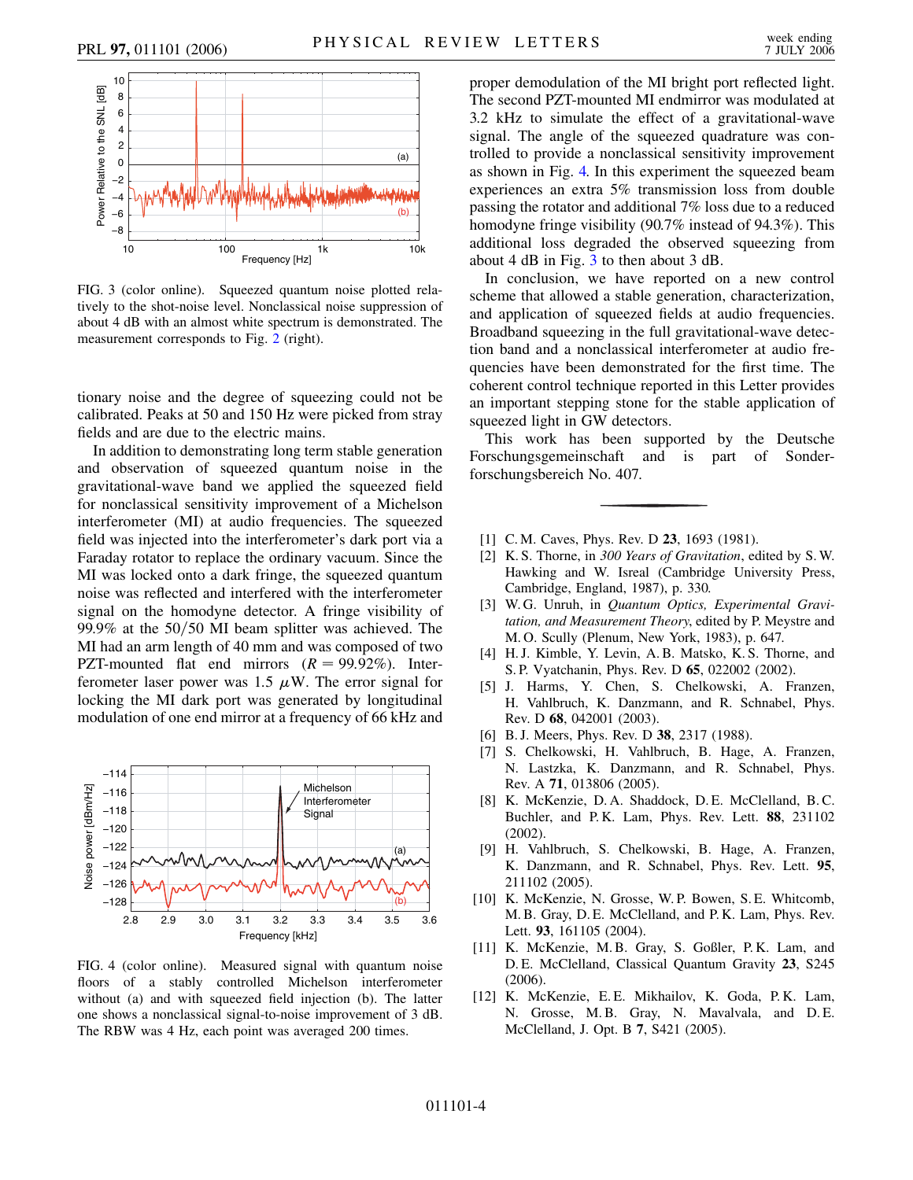Power Relative to the SNL [dB]

10
8
6
4
2
0
−2
−4
−6
−8

(a)
(b)

10 100 1k 10k

Frequency [Hz]

FIG. 3 (color online). Squeezed quantum noise plotted relatively to the shot-noise level. Nonclassical noise suppression of about 4 dB with an almost white spectrum is demonstrated. The measurement corresponds to Fig. 2 (right).

tionary noise and the degree of squeezing could not be calibrated. Peaks at 50 and 150 Hz were picked from stray fields and are due to the electric mains.

In addition to demonstrating long term stable generation and observation of squeezed quantum noise in the gravitational-wave band we applied the squeezed field for nonclassical sensitivity improvement of a Michelson interferometer (MI) at audio frequencies. The squeezed field was injected into the interferometer's dark port via a Faraday rotator to replace the ordinary vacuum. Since the MI was locked onto a dark fringe, the squeezed quantum noise was reflected and interfered with the interferometer signal on the homodyne detector. A fringe visibility of 99.9% at the 50/50 MI beam splitter was achieved. The MI had an arm length of 40 mm and was composed of two PZT-mounted flat end mirrors ($R = 99.92\%$). Interferometer laser power was 1.5 $\mu$W. The error signal for locking the MI dark port was generated by longitudinal modulation of one end mirror at a frequency of 66 kHz and

Noise power [dBm/Hz]

−114
−116
−118
−120
−122
−124
−126
−128

Michelson Interferometer Signal

(a)
(b)

2.8 2.9 3.0 3.1 3.2 3.3 3.4 3.5 3.6

Frequency [kHz]

FIG. 4 (color online). Measured signal with quantum noise floors of a stably controlled Michelson interferometer without (a) and with squeezed field injection (b). The latter one shows a nonclassical signal-to-noise improvement of 3 dB. The RBW was 4 Hz, each point was averaged 200 times.

proper demodulation of the MI bright port reflected light. The second PZT-mounted MI endmirror was modulated at 3.2 kHz to simulate the effect of a gravitational-wave signal. The angle of the squeezed quadrature was controlled to provide a nonclassical sensitivity improvement as shown in Fig. 4. In this experiment the squeezed beam experiences an extra 5% transmission loss from double passing the rotator and additional 7% loss due to a reduced homodyne fringe visibility (90.7% instead of 94.3%). This additional loss degraded the observed squeezing from about 4 dB in Fig. 3 to then about 3 dB.

In conclusion, we have reported on a new control scheme that allowed a stable generation, characterization, and application of squeezed fields at audio frequencies. Broadband squeezing in the full gravitational-wave detection band and a nonclassical interferometer at audio frequencies have been demonstrated for the first time. The coherent control technique reported in this Letter provides an important stepping stone for the stable application of squeezed light in GW detectors.

This work has been supported by the Deutsche Forschungsgemeinschaft and is part of Sonderforschungsbereich No. 407.

[1] C. M. Caves, Phys. Rev. D **23**, 1693 (1981).

[2] K. S. Thorne, in *300 Years of Gravitation*, edited by S. W. Hawking and W. Isreal (Cambridge University Press, Cambridge, England, 1987), p. 330.

[3] W. G. Unruh, in *Quantum Optics, Experimental Gravitation, and Measurement Theory*, edited by P. Meystre and M. O. Scully (Plenum, New York, 1983), p. 647.

[4] H. J. Kimble, Y. Levin, A. B. Matsko, K. S. Thorne, and S. P. Vyatchanin, Phys. Rev. D **65**, 022002 (2002).

[5] J. Harms, Y. Chen, S. Chelkowski, A. Franzen, H. Vahlbruch, K. Danzmann, and R. Schnabel, Phys. Rev. D **68**, 042001 (2003).

[6] B. J. Meers, Phys. Rev. D **38**, 2317 (1988).

[7] S. Chelkowski, H. Vahlbruch, B. Hage, A. Franzen, N. Lastzka, K. Danzmann, and R. Schnabel, Phys. Rev. A **71**, 013806 (2005).

[8] K. McKenzie, D. A. Shaddock, D. E. McClelland, B. C. Buchler, and P. K. Lam, Phys. Rev. Lett. **88**, 231102 (2002).

[9] H. Vahlbruch, S. Chelkowski, B. Hage, A. Franzen, K. Danzmann, and R. Schnabel, Phys. Rev. Lett. **95**, 211102 (2005).

[10] K. McKenzie, N. Grosse, W. P. Bowen, S. E. Whitcomb, M. B. Gray, D. E. McClelland, and P. K. Lam, Phys. Rev. Lett. **93**, 161105 (2004).

[11] K. McKenzie, M. B. Gray, S. Goßler, P. K. Lam, and D. E. McClelland, Classical Quantum Gravity **23**, S245 (2006).

[12] K. McKenzie, E. E. Mikhailov, K. Goda, P. K. Lam, N. Grosse, M. B. Gray, N. Mavalvala, and D. E. McClelland, J. Opt. B **7**, S421 (2005).